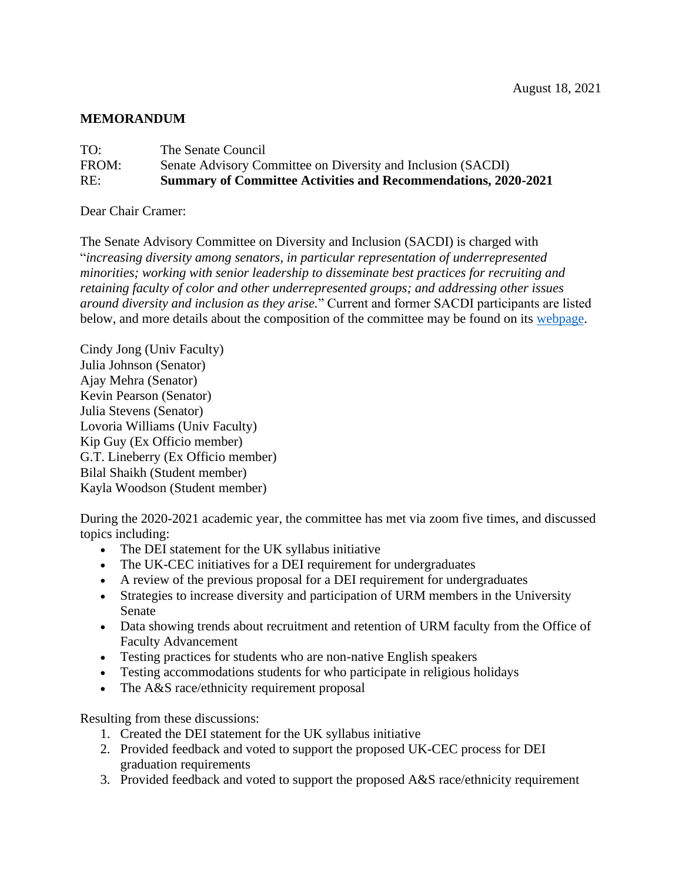August 18, 2021

**MEMORANDUM**

TO: The Senate Council
FROM: Senate Advisory Committee on Diversity and Inclusion (SACDI)
RE: **Summary of Committee Activities and Recommendations, 2020-2021**

Dear Chair Cramer:

The Senate Advisory Committee on Diversity and Inclusion (SACDI) is charged with "*increasing diversity among senators, in particular representation of underrepresented minorities; working with senior leadership to disseminate best practices for recruiting and retaining faculty of color and other underrepresented groups; and addressing other issues around diversity and inclusion as they arise.*" Current and former SACDI participants are listed below, and more details about the composition of the committee may be found on its webpage.

Cindy Jong (Univ Faculty)
Julia Johnson (Senator)
Ajay Mehra (Senator)
Kevin Pearson (Senator)
Julia Stevens (Senator)
Lovoria Williams (Univ Faculty)
Kip Guy (Ex Officio member)
G.T. Lineberry (Ex Officio member)
Bilal Shaikh (Student member)
Kayla Woodson (Student member)

During the 2020-2021 academic year, the committee has met via zoom five times, and discussed topics including:

- The DEI statement for the UK syllabus initiative
- The UK-CEC initiatives for a DEI requirement for undergraduates
- A review of the previous proposal for a DEI requirement for undergraduates
- Strategies to increase diversity and participation of URM members in the University Senate
- Data showing trends about recruitment and retention of URM faculty from the Office of Faculty Advancement
- Testing practices for students who are non-native English speakers
- Testing accommodations students for who participate in religious holidays
- The A&S race/ethnicity requirement proposal

Resulting from these discussions:

1. Created the DEI statement for the UK syllabus initiative
2. Provided feedback and voted to support the proposed UK-CEC process for DEI graduation requirements
3. Provided feedback and voted to support the proposed A&S race/ethnicity requirement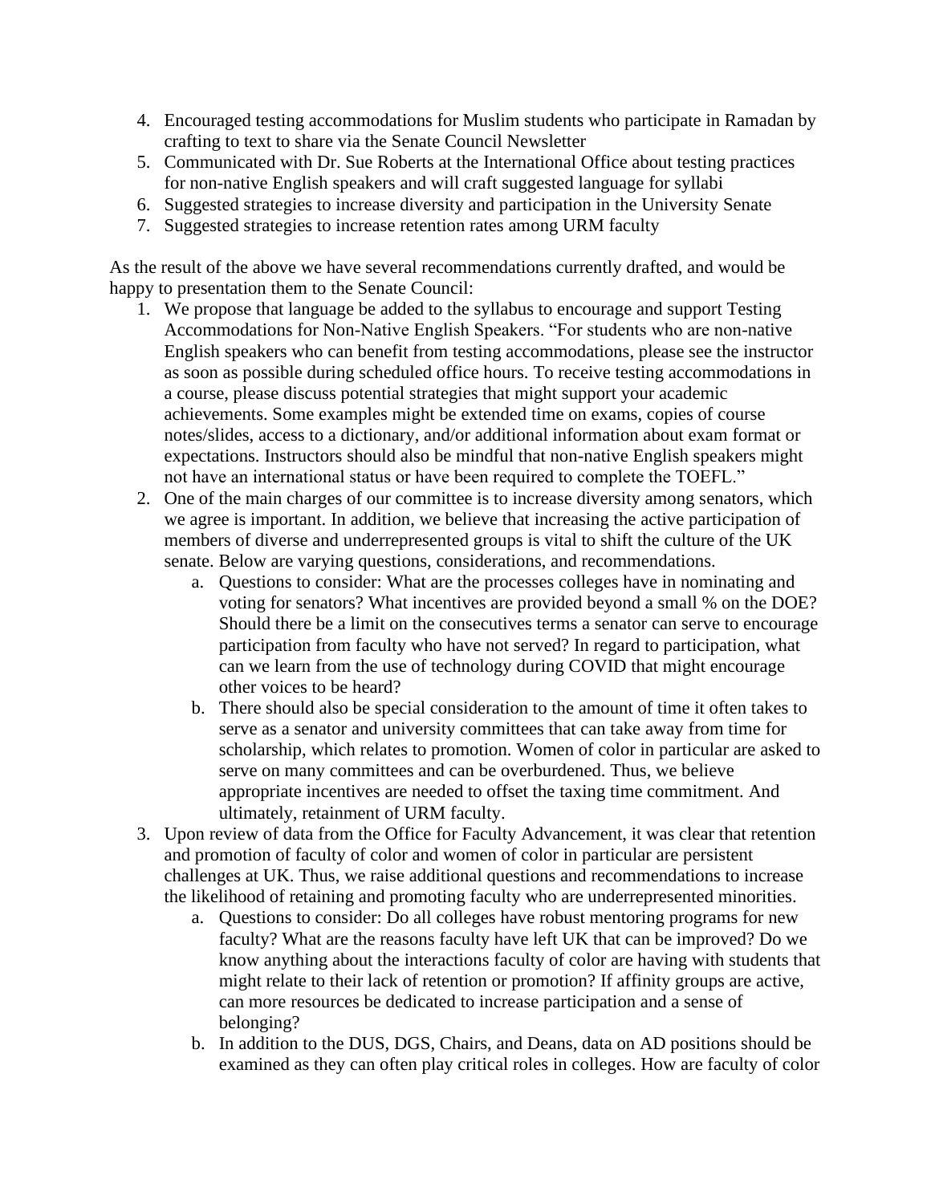4. Encouraged testing accommodations for Muslim students who participate in Ramadan by crafting to text to share via the Senate Council Newsletter
5. Communicated with Dr. Sue Roberts at the International Office about testing practices for non-native English speakers and will craft suggested language for syllabi
6. Suggested strategies to increase diversity and participation in the University Senate
7. Suggested strategies to increase retention rates among URM faculty

As the result of the above we have several recommendations currently drafted, and would be happy to presentation them to the Senate Council:

1. We propose that language be added to the syllabus to encourage and support Testing Accommodations for Non-Native English Speakers. "For students who are non-native English speakers who can benefit from testing accommodations, please see the instructor as soon as possible during scheduled office hours. To receive testing accommodations in a course, please discuss potential strategies that might support your academic achievements. Some examples might be extended time on exams, copies of course notes/slides, access to a dictionary, and/or additional information about exam format or expectations. Instructors should also be mindful that non-native English speakers might not have an international status or have been required to complete the TOEFL."
2. One of the main charges of our committee is to increase diversity among senators, which we agree is important. In addition, we believe that increasing the active participation of members of diverse and underrepresented groups is vital to shift the culture of the UK senate. Below are varying questions, considerations, and recommendations.
   a. Questions to consider: What are the processes colleges have in nominating and voting for senators? What incentives are provided beyond a small % on the DOE? Should there be a limit on the consecutives terms a senator can serve to encourage participation from faculty who have not served? In regard to participation, what can we learn from the use of technology during COVID that might encourage other voices to be heard?
   b. There should also be special consideration to the amount of time it often takes to serve as a senator and university committees that can take away from time for scholarship, which relates to promotion. Women of color in particular are asked to serve on many committees and can be overburdened. Thus, we believe appropriate incentives are needed to offset the taxing time commitment. And ultimately, retainment of URM faculty.
3. Upon review of data from the Office for Faculty Advancement, it was clear that retention and promotion of faculty of color and women of color in particular are persistent challenges at UK. Thus, we raise additional questions and recommendations to increase the likelihood of retaining and promoting faculty who are underrepresented minorities.
   a. Questions to consider: Do all colleges have robust mentoring programs for new faculty? What are the reasons faculty have left UK that can be improved? Do we know anything about the interactions faculty of color are having with students that might relate to their lack of retention or promotion? If affinity groups are active, can more resources be dedicated to increase participation and a sense of belonging?
   b. In addition to the DUS, DGS, Chairs, and Deans, data on AD positions should be examined as they can often play critical roles in colleges. How are faculty of color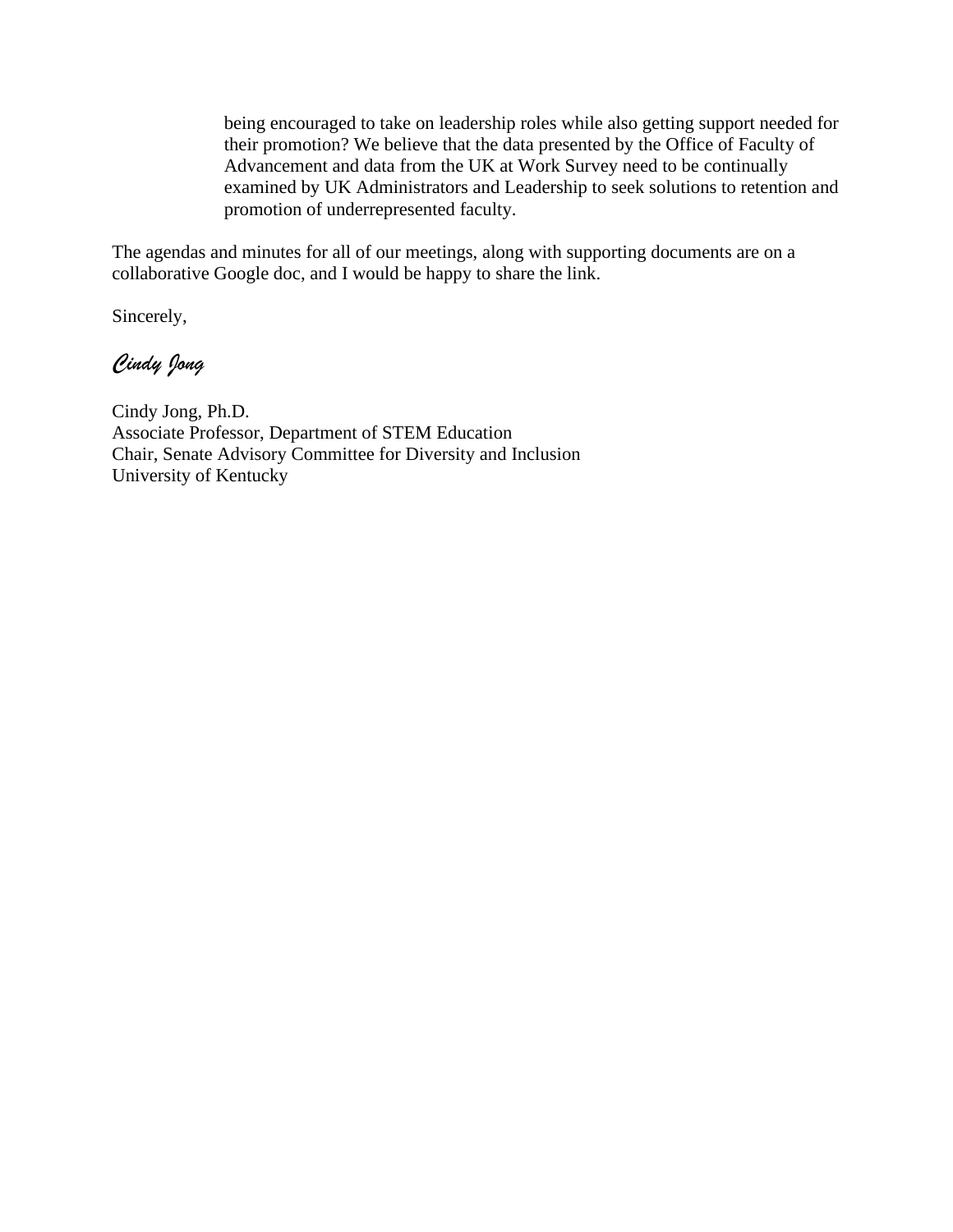being encouraged to take on leadership roles while also getting support needed for their promotion? We believe that the data presented by the Office of Faculty of Advancement and data from the UK at Work Survey need to be continually examined by UK Administrators and Leadership to seek solutions to retention and promotion of underrepresented faculty.

The agendas and minutes for all of our meetings, along with supporting documents are on a collaborative Google doc, and I would be happy to share the link.

Sincerely,

*Cindy Jong*

Cindy Jong, Ph.D.
Associate Professor, Department of STEM Education
Chair, Senate Advisory Committee for Diversity and Inclusion
University of Kentucky